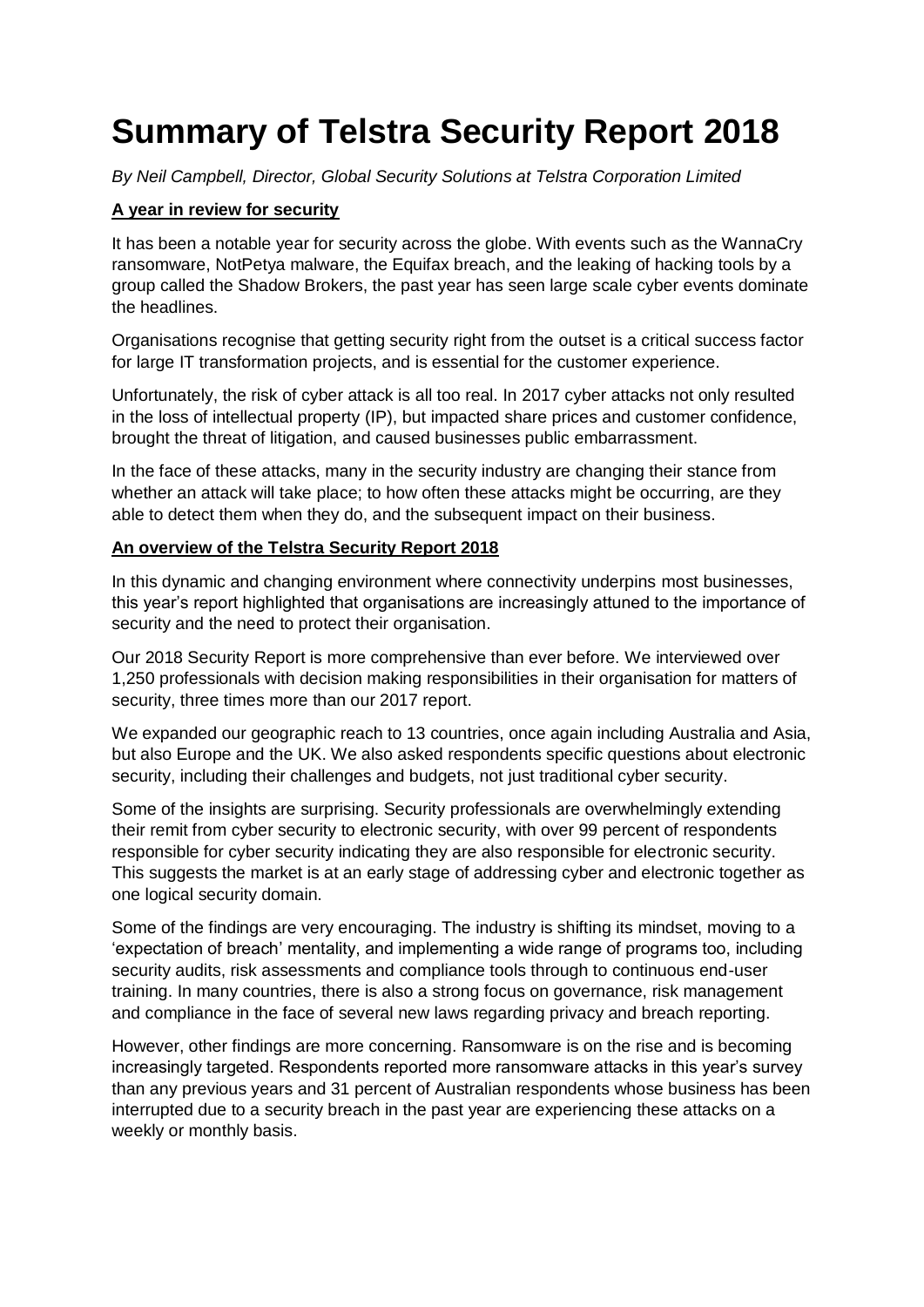# Summary of Telstra Security Report 2018

*By Neil Campbell, Director, Global Security Solutions at Telstra Corporation Limited*

## A year in review for security

It has been a notable year for security across the globe. With events such as the WannaCry ransomware, NotPetya malware, the Equifax breach, and the leaking of hacking tools by a group called the Shadow Brokers, the past year has seen large scale cyber events dominate the headlines.

Organisations recognise that getting security right from the outset is a critical success factor for large IT transformation projects, and is essential for the customer experience.

Unfortunately, the risk of cyber attack is all too real. In 2017 cyber attacks not only resulted in the loss of intellectual property (IP), but impacted share prices and customer confidence, brought the threat of litigation, and caused businesses public embarrassment.

In the face of these attacks, many in the security industry are changing their stance from whether an attack will take place; to how often these attacks might be occurring, are they able to detect them when they do, and the subsequent impact on their business.

## An overview of the Telstra Security Report 2018

In this dynamic and changing environment where connectivity underpins most businesses, this year's report highlighted that organisations are increasingly attuned to the importance of security and the need to protect their organisation.

Our 2018 Security Report is more comprehensive than ever before. We interviewed over 1,250 professionals with decision making responsibilities in their organisation for matters of security, three times more than our 2017 report.

We expanded our geographic reach to 13 countries, once again including Australia and Asia, but also Europe and the UK. We also asked respondents specific questions about electronic security, including their challenges and budgets, not just traditional cyber security.

Some of the insights are surprising. Security professionals are overwhelmingly extending their remit from cyber security to electronic security, with over 99 percent of respondents responsible for cyber security indicating they are also responsible for electronic security. This suggests the market is at an early stage of addressing cyber and electronic together as one logical security domain.

Some of the findings are very encouraging. The industry is shifting its mindset, moving to a 'expectation of breach' mentality, and implementing a wide range of programs too, including security audits, risk assessments and compliance tools through to continuous end-user training. In many countries, there is also a strong focus on governance, risk management and compliance in the face of several new laws regarding privacy and breach reporting.

However, other findings are more concerning. Ransomware is on the rise and is becoming increasingly targeted. Respondents reported more ransomware attacks in this year's survey than any previous years and 31 percent of Australian respondents whose business has been interrupted due to a security breach in the past year are experiencing these attacks on a weekly or monthly basis.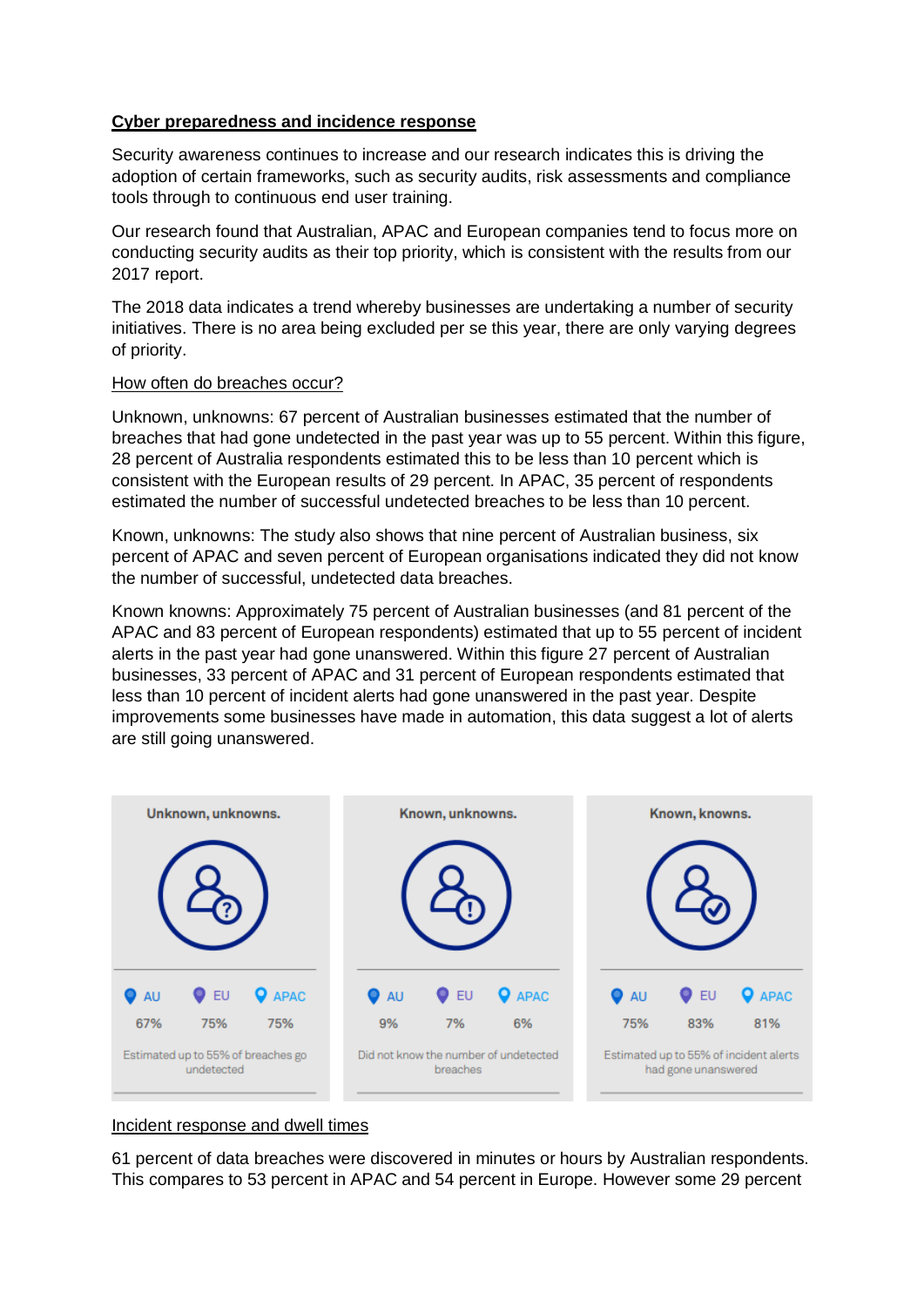## Cyber preparedness and incidence response

Security awareness continues to increase and our research indicates this is driving the adoption of certain frameworks, such as security audits, risk assessments and compliance tools through to continuous end user training.

Our research found that Australian, APAC and European companies tend to focus more on conducting security audits as their top priority, which is consistent with the results from our 2017 report.

The 2018 data indicates a trend whereby businesses are undertaking a number of security initiatives. There is no area being excluded per se this year, there are only varying degrees of priority.

### How often do breaches occur?

Unknown, unknowns: 67 percent of Australian businesses estimated that the number of breaches that had gone undetected in the past year was up to 55 percent. Within this figure, 28 percent of Australia respondents estimated this to be less than 10 percent which is consistent with the European results of 29 percent. In APAC, 35 percent of respondents estimated the number of successful undetected breaches to be less than 10 percent.

Known, unknowns: The study also shows that nine percent of Australian business, six percent of APAC and seven percent of European organisations indicated they did not know the number of successful, undetected data breaches.

Known knowns: Approximately 75 percent of Australian businesses (and 81 percent of the APAC and 83 percent of European respondents) estimated that up to 55 percent of incident alerts in the past year had gone unanswered. Within this figure 27 percent of Australian businesses, 33 percent of APAC and 31 percent of European respondents estimated that less than 10 percent of incident alerts had gone unanswered in the past year. Despite improvements some businesses have made in automation, this data suggest a lot of alerts are still going unanswered.

| | AU | EU | APAC | |
|---|---|---|---|---|
| Unknown, unknowns. | 67% | 75% | 75% | Estimated up to 55% of breaches go undetected |
| Known, unknowns. | 9% | 7% | 6% | Did not know the number of undetected breaches |
| Known, knowns. | 75% | 83% | 81% | Estimated up to 55% of incident alerts had gone unanswered |

### Incident response and dwell times

61 percent of data breaches were discovered in minutes or hours by Australian respondents. This compares to 53 percent in APAC and 54 percent in Europe. However some 29 percent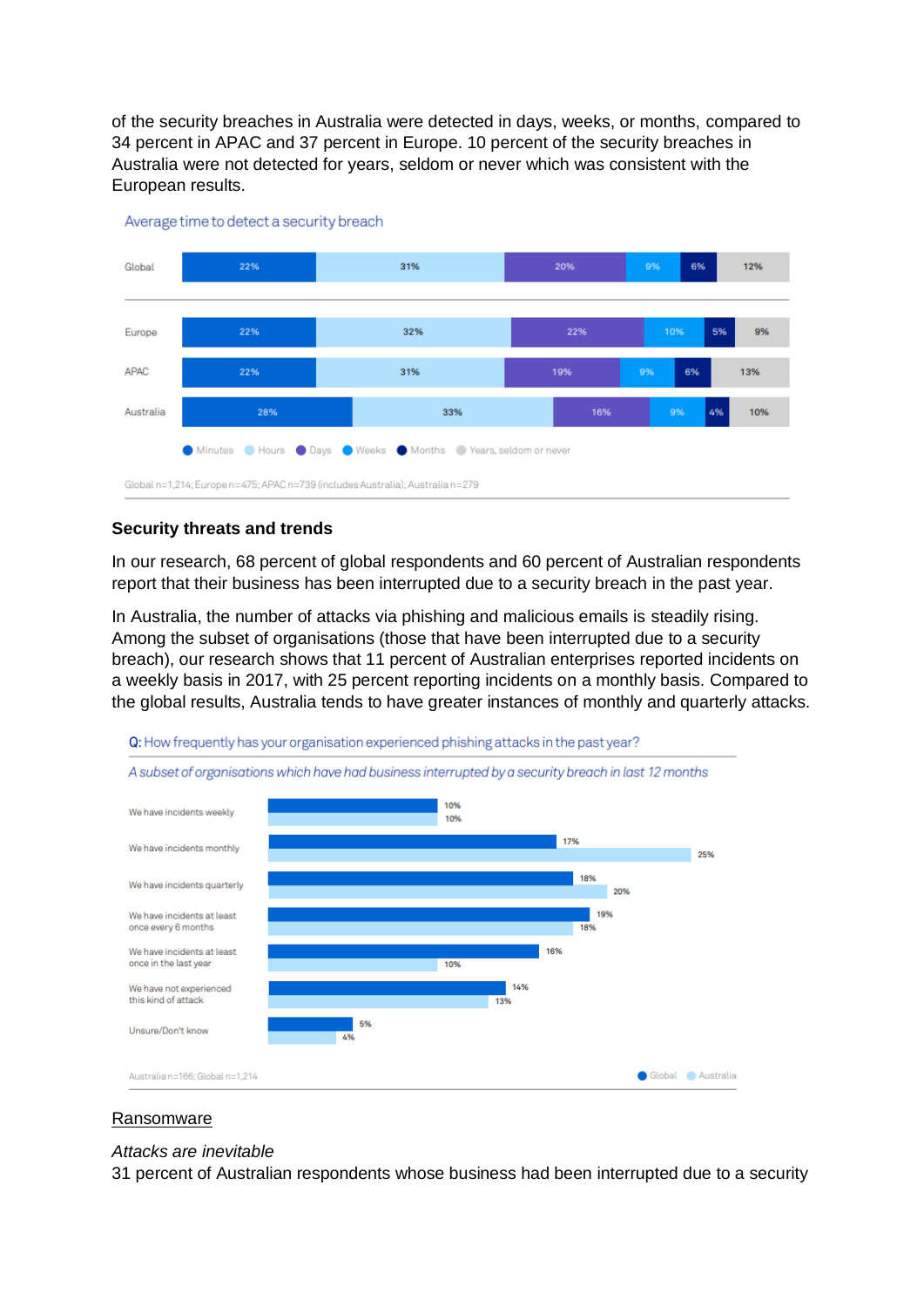of the security breaches in Australia were detected in days, weeks, or months, compared to 34 percent in APAC and 37 percent in Europe. 10 percent of the security breaches in Australia were not detected for years, seldom or never which was consistent with the European results.

Average time to detect a security breach

| | Minutes | Hours | Days | Weeks | Months | Years, seldom or never |
|---|---|---|---|---|---|---|
| Global | 22% | 31% | 20% | 9% | 6% | 12% |
| Europe | 22% | 32% | 22% | 10% | 5% | 9% |
| APAC | 22% | 31% | 19% | 9% | 6% | 13% |
| Australia | 28% | 33% | 16% | 9% | 4% | 10% |

Global n=1,214; Europe n=475; APAC n=739 (includes Australia); Australia n=279

### Security threats and trends

In our research, 68 percent of global respondents and 60 percent of Australian respondents report that their business has been interrupted due to a security breach in the past year.

In Australia, the number of attacks via phishing and malicious emails is steadily rising. Among the subset of organisations (those that have been interrupted due to a security breach), our research shows that 11 percent of Australian enterprises reported incidents on a weekly basis in 2017, with 25 percent reporting incidents on a monthly basis. Compared to the global results, Australia tends to have greater instances of monthly and quarterly attacks.

Q: How frequently has your organisation experienced phishing attacks in the past year?

*A subset of organisations which have had business interrupted by a security breach in last 12 months*

| | Global | Australia |
|---|---|---|
| We have incidents weekly | 10% | 10% |
| We have incidents monthly | 17% | 25% |
| We have incidents quarterly | 18% | 20% |
| We have incidents at least once every 6 months | 19% | 18% |
| We have incidents at least once in the last year | 16% | 10% |
| We have not experienced this kind of attack | 14% | 13% |
| Unsure/Don't know | 5% | 4% |

Australia n=166; Global n=1,214

Ransomware

*Attacks are inevitable*

31 percent of Australian respondents whose business had been interrupted due to a security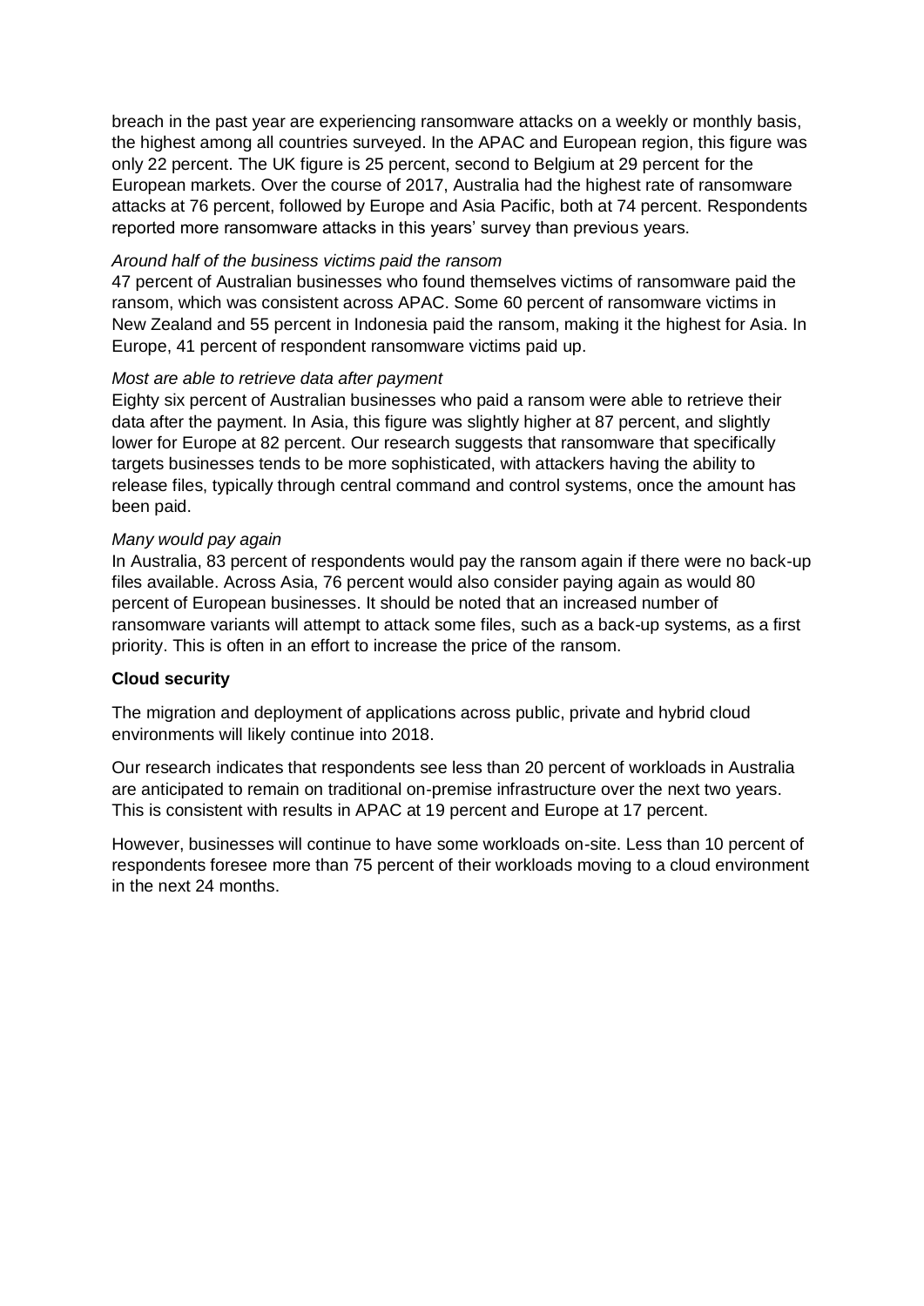breach in the past year are experiencing ransomware attacks on a weekly or monthly basis, the highest among all countries surveyed. In the APAC and European region, this figure was only 22 percent. The UK figure is 25 percent, second to Belgium at 29 percent for the European markets. Over the course of 2017, Australia had the highest rate of ransomware attacks at 76 percent, followed by Europe and Asia Pacific, both at 74 percent. Respondents reported more ransomware attacks in this years' survey than previous years.

*Around half of the business victims paid the ransom*

47 percent of Australian businesses who found themselves victims of ransomware paid the ransom, which was consistent across APAC. Some 60 percent of ransomware victims in New Zealand and 55 percent in Indonesia paid the ransom, making it the highest for Asia. In Europe, 41 percent of respondent ransomware victims paid up.

*Most are able to retrieve data after payment*

Eighty six percent of Australian businesses who paid a ransom were able to retrieve their data after the payment. In Asia, this figure was slightly higher at 87 percent, and slightly lower for Europe at 82 percent. Our research suggests that ransomware that specifically targets businesses tends to be more sophisticated, with attackers having the ability to release files, typically through central command and control systems, once the amount has been paid.

*Many would pay again*

In Australia, 83 percent of respondents would pay the ransom again if there were no back-up files available. Across Asia, 76 percent would also consider paying again as would 80 percent of European businesses. It should be noted that an increased number of ransomware variants will attempt to attack some files, such as a back-up systems, as a first priority. This is often in an effort to increase the price of the ransom.

**Cloud security**

The migration and deployment of applications across public, private and hybrid cloud environments will likely continue into 2018.

Our research indicates that respondents see less than 20 percent of workloads in Australia are anticipated to remain on traditional on-premise infrastructure over the next two years. This is consistent with results in APAC at 19 percent and Europe at 17 percent.

However, businesses will continue to have some workloads on-site. Less than 10 percent of respondents foresee more than 75 percent of their workloads moving to a cloud environment in the next 24 months.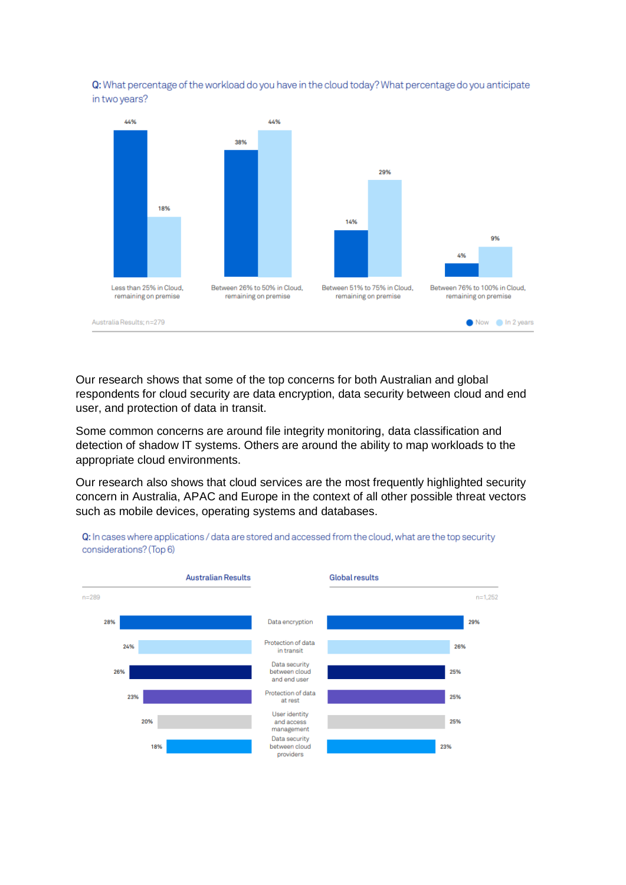**Q:** What percentage of the workload do you have in the cloud today? What percentage do you anticipate in two years?

| | Now | In 2 years |
|---|---|---|
| Less than 25% in Cloud, remaining on premise | 44% | 18% |
| Between 26% to 50% in Cloud, remaining on premise | 38% | 44% |
| Between 51% to 75% in Cloud, remaining on premise | 14% | 29% |
| Between 76% to 100% in Cloud, remaining on premise | 4% | 9% |

Australia Results; n=279

Our research shows that some of the top concerns for both Australian and global respondents for cloud security are data encryption, data security between cloud and end user, and protection of data in transit.

Some common concerns are around file integrity monitoring, data classification and detection of shadow IT systems. Others are around the ability to map workloads to the appropriate cloud environments.

Our research also shows that cloud services are the most frequently highlighted security concern in Australia, APAC and Europe in the context of all other possible threat vectors such as mobile devices, operating systems and databases.

**Q:** In cases where applications / data are stored and accessed from the cloud, what are the top security considerations? (Top 6)

| Australian Results (n=289) | | Global results (n=1,252) |
|---|---|---|
| 28% | Data encryption | 29% |
| 24% | Protection of data in transit | 26% |
| 26% | Data security between cloud and end user | 25% |
| 23% | Protection of data at rest | 25% |
| 20% | User identity and access management | 25% |
| 18% | Data security between cloud providers | 23% |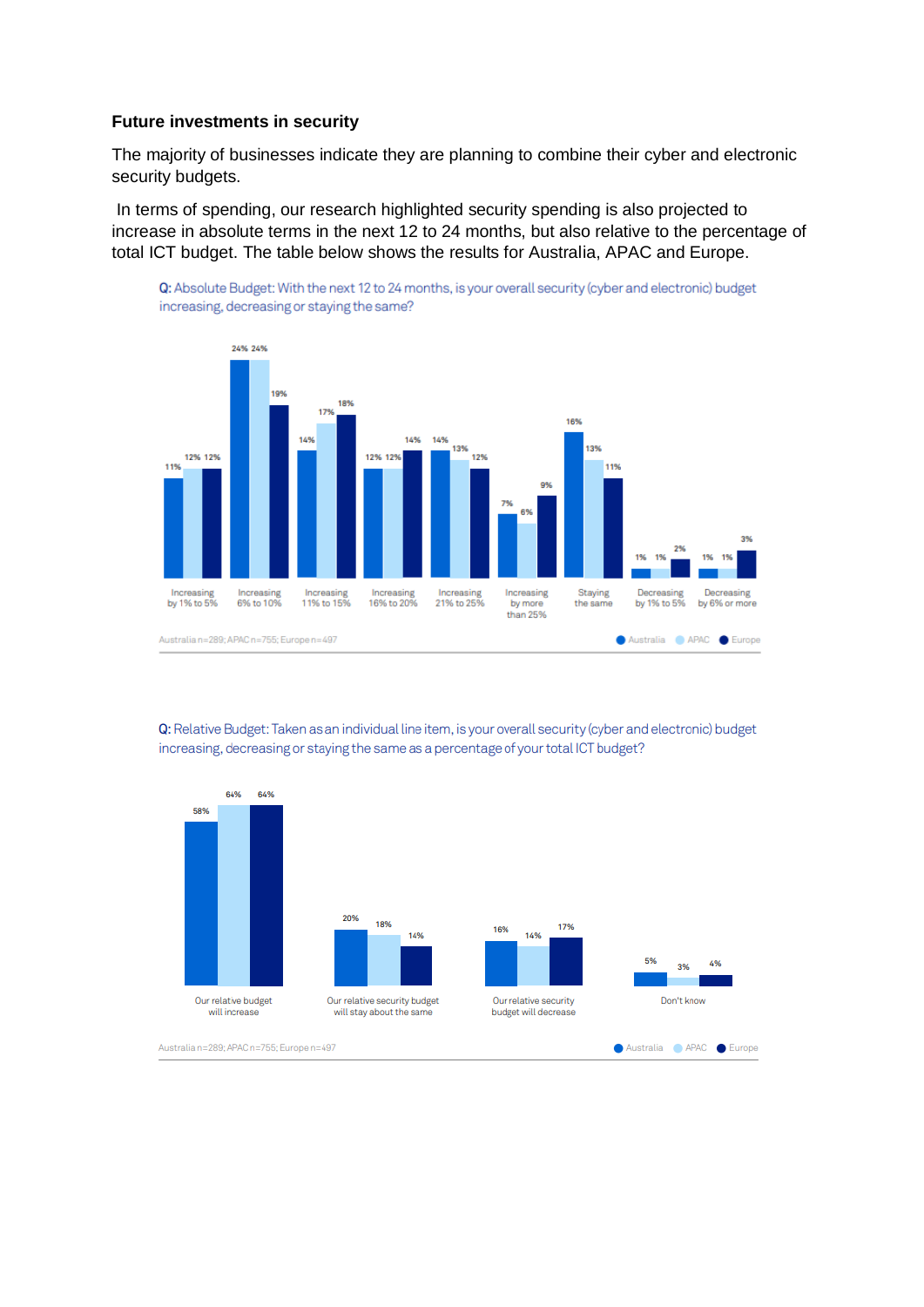### Future investments in security

The majority of businesses indicate they are planning to combine their cyber and electronic security budgets.

In terms of spending, our research highlighted security spending is also projected to increase in absolute terms in the next 12 to 24 months, but also relative to the percentage of total ICT budget. The table below shows the results for Australia, APAC and Europe.

**Q:** Absolute Budget: With the next 12 to 24 months, is your overall security (cyber and electronic) budget increasing, decreasing or staying the same?

| | Australia | APAC | Europe |
|---|---|---|---|
| Increasing by 1% to 5% | 11% | 12% | 12% |
| Increasing 6% to 10% | 24% | 24% | 19% |
| Increasing 11% to 15% | 14% | 17% | 18% |
| Increasing 16% to 20% | 12% | 12% | 14% |
| Increasing 21% to 25% | 14% | 13% | 12% |
| Increasing by more than 25% | 7% | 6% | 9% |
| Staying the same | 16% | 13% | 11% |
| Decreasing by 1% to 5% | 1% | 1% | 2% |
| Decreasing by 6% or more | 1% | 1% | 3% |

Australia n=289; APAC n=755; Europe n=497

**Q:** Relative Budget: Taken as an individual line item, is your overall security (cyber and electronic) budget increasing, decreasing or staying the same as a percentage of your total ICT budget?

| | Australia | APAC | Europe |
|---|---|---|---|
| Our relative budget will increase | 58% | 64% | 64% |
| Our relative security budget will stay about the same | 20% | 18% | 14% |
| Our relative security budget will decrease | 16% | 14% | 17% |
| Don't know | 5% | 3% | 4% |

Australia n=289; APAC n=755; Europe n=497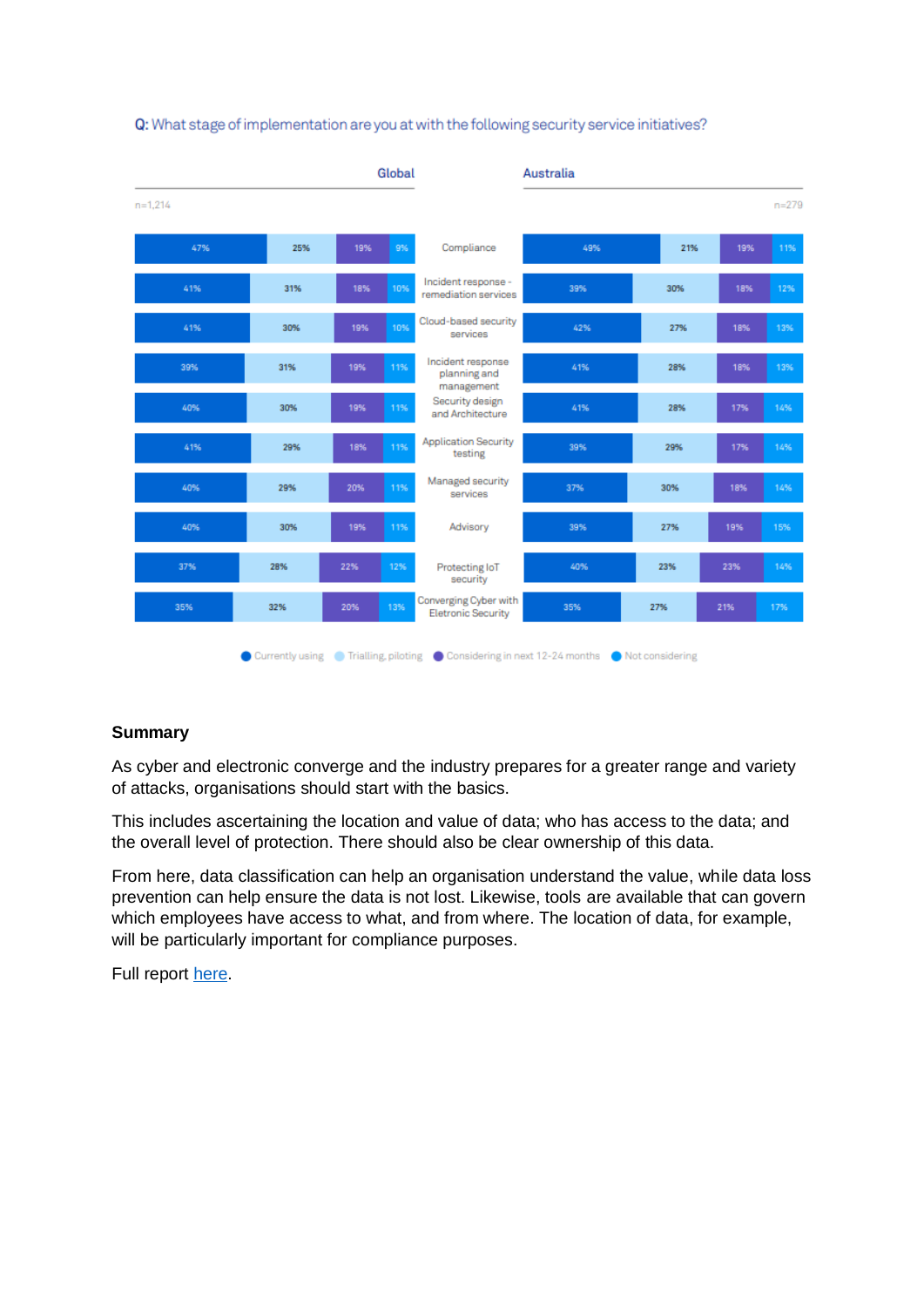Q: What stage of implementation are you at with the following security service initiatives?

Global

Australia

n=1,214

n=279

Compliance
47% 25% 19% 9%
49% 21% 19% 11%

Incident response - remediation services
41% 31% 18% 10%
39% 30% 18% 12%

Cloud-based security services
41% 30% 19% 10%
42% 27% 18% 13%

Incident response planning and management
39% 31% 19% 11%
41% 28% 18% 13%

Security design and Architecture
40% 30% 19% 11%
41% 28% 17% 14%

Application Security testing
41% 29% 18% 11%
39% 29% 17% 14%

Managed security services
40% 29% 20% 11%
37% 30% 18% 14%

Advisory
40% 30% 19% 11%
39% 27% 19% 15%

Protecting IoT security
37% 28% 22% 12%
40% 23% 23% 14%

Converging Cyber with Eletronic Security
35% 32% 20% 13%
35% 27% 21% 17%

Currently using · Trialling, piloting · Considering in next 12-24 months · Not considering

**Summary**

As cyber and electronic converge and the industry prepares for a greater range and variety of attacks, organisations should start with the basics.

This includes ascertaining the location and value of data; who has access to the data; and the overall level of protection. There should also be clear ownership of this data.

From here, data classification can help an organisation understand the value, while data loss prevention can help ensure the data is not lost. Likewise, tools are available that can govern which employees have access to what, and from where. The location of data, for example, will be particularly important for compliance purposes.

Full report here.